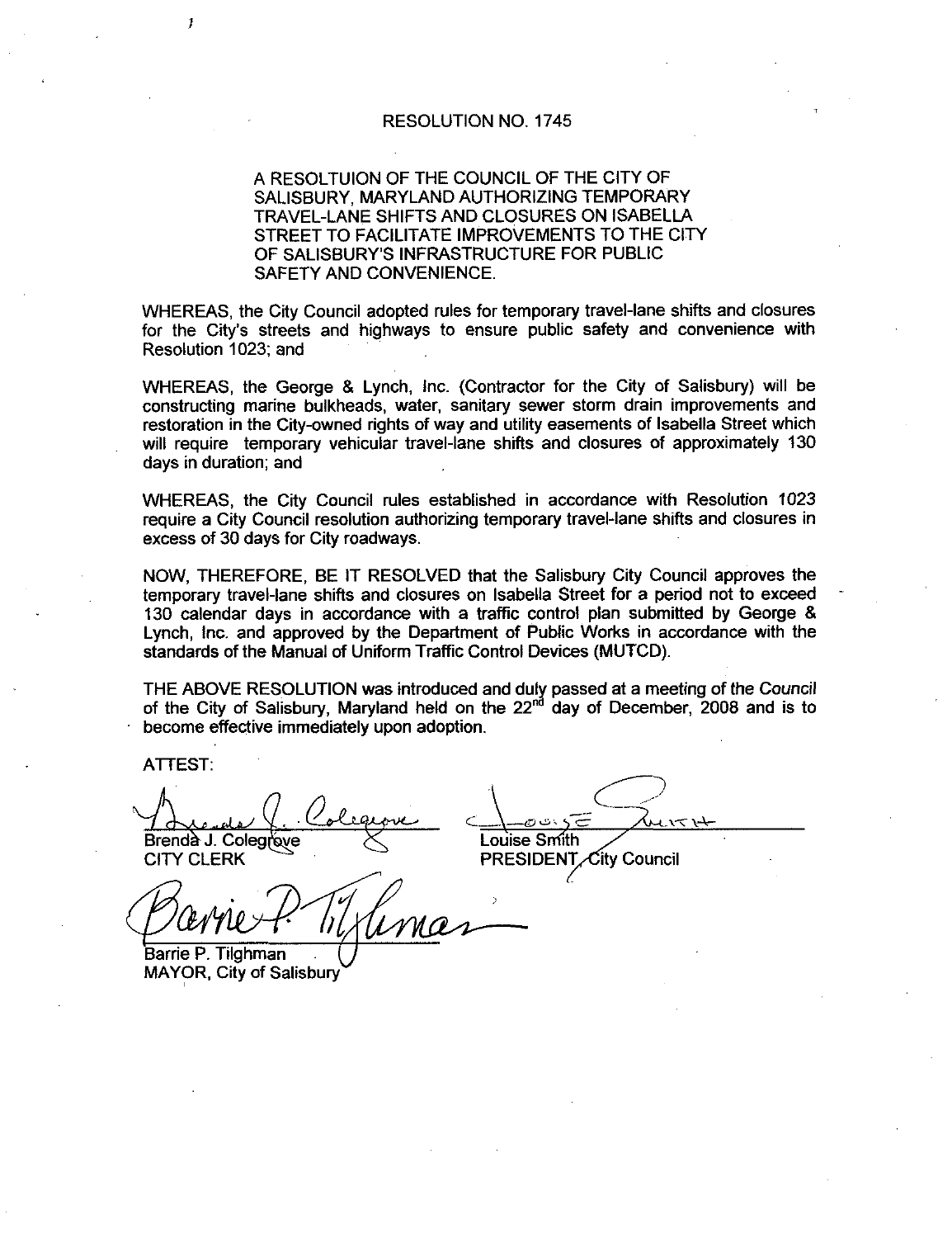# RESOLUTION NO. 1745

A RESOLTUION OF THE COUNCIL OF THE CITY OF SALISBURY, MARYLAND AUTHORIZING TEMPORARY TRAVEL-LANE SHIFTS AND CLOSURES ON ISABELLA STREET TO FACILITATE IMPROVEMENTS TO THE CITY OF SALISBURY'S INFRASTRUCTURE FOR PUBLIC SAFETY AND CONVENIENCE.

WHEREAS, the City Council adopted rules for temporary travel-lane shifts and closures for the City's streets and highways to ensure public safety and convenience with Resolution 1023; and

WHEREAS, the George & Lynch, Inc. (Contractor for the City of Salisbury) will be constructing marine bulkheads, water, sanitary sewer storm drain improvements and restoration in the City-owned rights of way and utility easements of Isabella Street which will require temporary vehicular travel-lane shifts and closures of approximately 130 days in duration; and

WHEREAS, the City Council rules established in accordance with Resolution 1023 require a City Council resolution authorizing temporary travel-lane shifts and closures in excess of 30 days for City roadways.

NOW, THEREFORE, BE IT RESOLVED that the Salisbury City Council approves the temporary travel-lane shifts and closures on Isabella Street for a period not to exceed 130 calendar days in accordance with a traffic control plan submitted by George & Lynch, Inc. and approved by the Department of Public Works in accordance with the standards of the Manual of Uniform Traffic Control Devices (MUTCD).

THE ABOVE RESOLUTION was introduced and duly passed at a meeting of the Council of the City of Salisbury, Maryland held on the 22nd day of December, 2008 and is to become effective immediately upon adoption.

ATTEST:

Brenda J. Colegrove
CITY CLERK

Louise Smith
PRESIDENT, City Council

Barrie P. Tilghman
MAYOR, City of Salisbury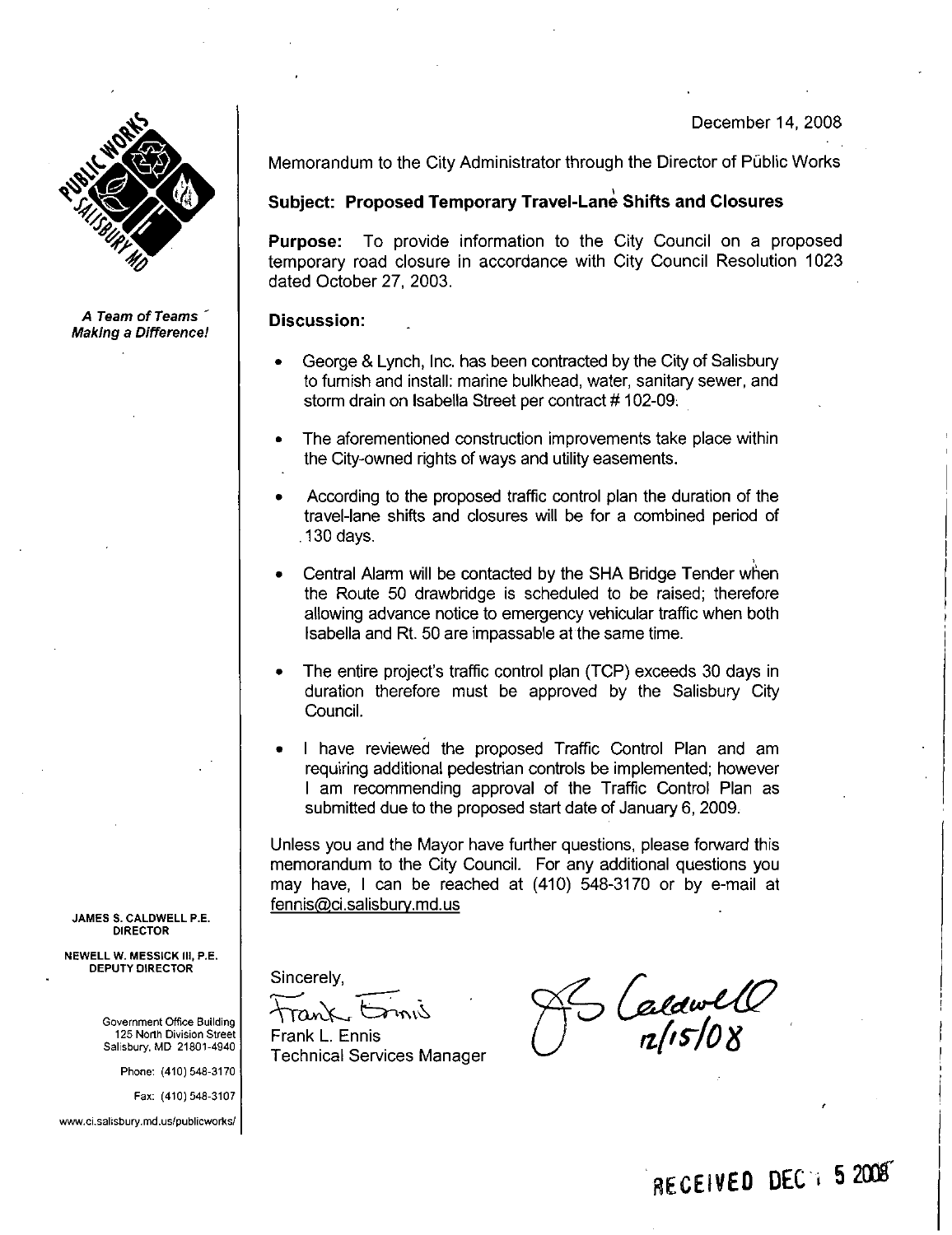December 14, 2008

Memorandum to the City Administrator through the Director of Public Works

**Subject: Proposed Temporary Travel-Lane Shifts and Closures**

**Purpose:** To provide information to the City Council on a proposed temporary road closure in accordance with City Council Resolution 1023 dated October 27, 2003.

**Discussion:**

- George & Lynch, Inc. has been contracted by the City of Salisbury to furnish and install: marine bulkhead, water, sanitary sewer, and storm drain on Isabella Street per contract # 102-09.

- The aforementioned construction improvements take place within the City-owned rights of ways and utility easements.

- According to the proposed traffic control plan the duration of the travel-lane shifts and closures will be for a combined period of 130 days.

- Central Alarm will be contacted by the SHA Bridge Tender when the Route 50 drawbridge is scheduled to be raised; therefore allowing advance notice to emergency vehicular traffic when both Isabella and Rt. 50 are impassable at the same time.

- The entire project's traffic control plan (TCP) exceeds 30 days in duration therefore must be approved by the Salisbury City Council.

- I have reviewed the proposed Traffic Control Plan and am requiring additional pedestrian controls be implemented; however I am recommending approval of the Traffic Control Plan as submitted due to the proposed start date of January 6, 2009.

Unless you and the Mayor have further questions, please forward this memorandum to the City Council. For any additional questions you may have, I can be reached at (410) 548-3170 or by e-mail at fennis@ci.salisbury.md.us

Sincerely,

Frank L. Ennis
Technical Services Manager

JS Caldwell 12/15/08

*A Team of Teams Making a Difference!*

JAMES S. CALDWELL P.E.
DIRECTOR

NEWELL W. MESSICK III, P.E.
DEPUTY DIRECTOR

Government Office Building
125 North Division Street
Salisbury, MD 21801-4940

Phone: (410) 548-3170

Fax: (410) 548-3107

www.ci.salisbury.md.us/publicworks/

RECEIVED DEC 1 5 2008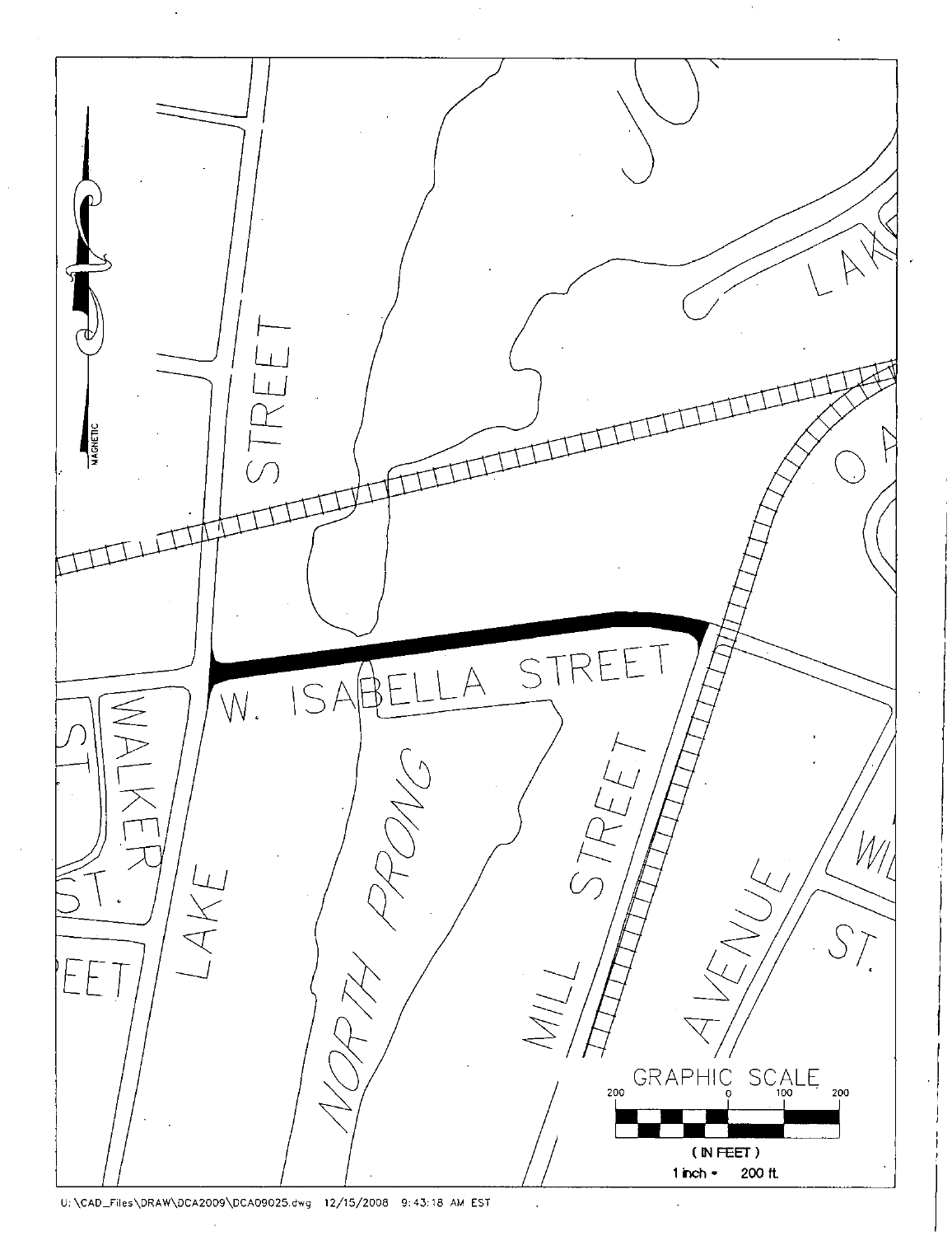MAGNETIC

STREET

W. ISABELLA STREET

WALKER

ST.

LAKE

NORTH PRONG

MILL STREET

AVENUE

LAKE

ST.

GRAPHIC SCALE

200 0 100 200

( IN FEET )

1 inch = 200 ft.

U:\CAD_Files\DRAW\DCA2009\DCA09025.dwg 12/15/2008 9:43:18 AM EST